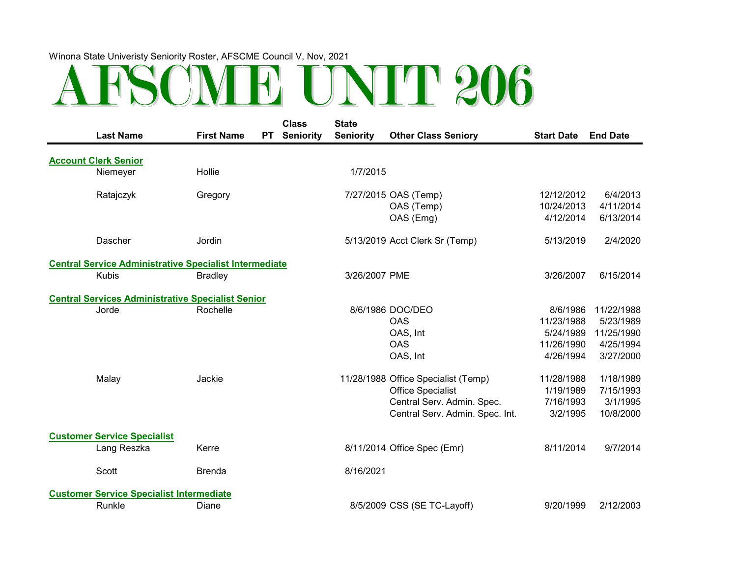Winona State Univeristy Seniority Roster, AFSCME Council V, Nov, 2021

# AFSCME UNIT 206

| Last Name | First Name | PT | Class Seniority | State Seniority | Other Class Seniory | Start Date | End Date |
|---|---|---|---|---|---|---|---|
| **Account Clerk Senior** | | | | | | | |
| Niemeyer | Hollie | | | 1/7/2015 | | | |
| Ratajczyk | Gregory | | | 7/27/2015 | OAS (Temp) | 12/12/2012 | 6/4/2013 |
| | | | | | OAS (Temp) | 10/24/2013 | 4/11/2014 |
| | | | | | OAS (Emg) | 4/12/2014 | 6/13/2014 |
| Dascher | Jordin | | | 5/13/2019 | Acct Clerk Sr (Temp) | 5/13/2019 | 2/4/2020 |
| **Central Service Administrative Specialist Intermediate** | | | | | | | |
| Kubis | Bradley | | | 3/26/2007 | PME | 3/26/2007 | 6/15/2014 |
| **Central Services Administrative Specialist Senior** | | | | | | | |
| Jorde | Rochelle | | | 8/6/1986 | DOC/DEO | 8/6/1986 | 11/22/1988 |
| | | | | | OAS | 11/23/1988 | 5/23/1989 |
| | | | | | OAS, Int | 5/24/1989 | 11/25/1990 |
| | | | | | OAS | 11/26/1990 | 4/25/1994 |
| | | | | | OAS, Int | 4/26/1994 | 3/27/2000 |
| Malay | Jackie | | | 11/28/1988 | Office Specialist (Temp) | 11/28/1988 | 1/18/1989 |
| | | | | | Office Specialist | 1/19/1989 | 7/15/1993 |
| | | | | | Central Serv. Admin. Spec. | 7/16/1993 | 3/1/1995 |
| | | | | | Central Serv. Admin. Spec. Int. | 3/2/1995 | 10/8/2000 |
| **Customer Service Specialist** | | | | | | | |
| Lang Reszka | Kerre | | | 8/11/2014 | Office Spec (Emr) | 8/11/2014 | 9/7/2014 |
| Scott | Brenda | | | 8/16/2021 | | | |
| **Customer Service Specialist Intermediate** | | | | | | | |
| Runkle | Diane | | | 8/5/2009 | CSS (SE TC-Layoff) | 9/20/1999 | 2/12/2003 |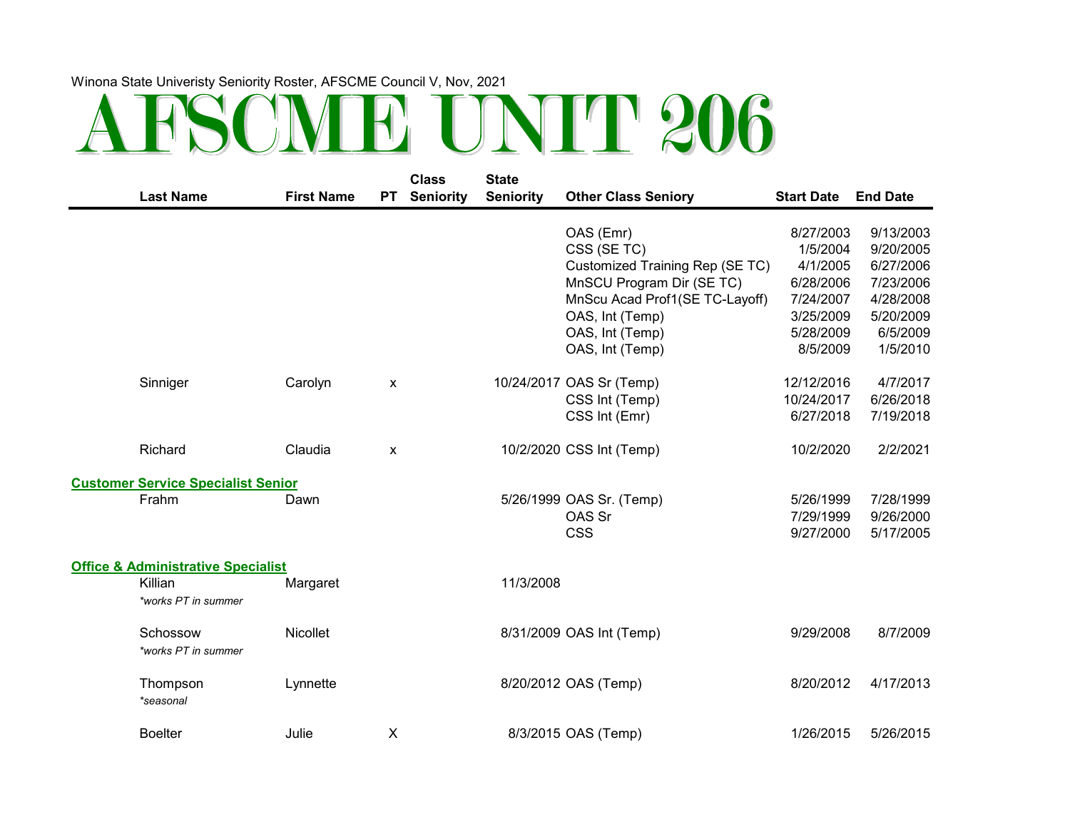Winona State Univeristy Seniority Roster, AFSCME Council V, Nov, 2021

# AFSCME UNIT 206

| Last Name | First Name | PT | Class Seniority | State Seniority | Other Class Seniory | Start Date | End Date |
|---|---|---|---|---|---|---|---|
| | | | | | OAS (Emr) | 8/27/2003 | 9/13/2003 |
| | | | | | CSS (SE TC) | 1/5/2004 | 9/20/2005 |
| | | | | | Customized Training Rep (SE TC) | 4/1/2005 | 6/27/2006 |
| | | | | | MnSCU Program Dir (SE TC) | 6/28/2006 | 7/23/2006 |
| | | | | | MnScu Acad Prof1(SE TC-Layoff) | 7/24/2007 | 4/28/2008 |
| | | | | | OAS, Int (Temp) | 3/25/2009 | 5/20/2009 |
| | | | | | OAS, Int (Temp) | 5/28/2009 | 6/5/2009 |
| | | | | | OAS, Int (Temp) | 8/5/2009 | 1/5/2010 |
| Sinniger | Carolyn | x | | 10/24/2017 | OAS Sr (Temp) | 12/12/2016 | 4/7/2017 |
| | | | | | CSS Int (Temp) | 10/24/2017 | 6/26/2018 |
| | | | | | CSS Int (Emr) | 6/27/2018 | 7/19/2018 |
| Richard | Claudia | x | | 10/2/2020 | CSS Int (Temp) | 10/2/2020 | 2/2/2021 |
| **Customer Service Specialist Senior** | | | | | | | |
| Frahm | Dawn | | | 5/26/1999 | OAS Sr. (Temp) | 5/26/1999 | 7/28/1999 |
| | | | | | OAS Sr | 7/29/1999 | 9/26/2000 |
| | | | | | CSS | 9/27/2000 | 5/17/2005 |
| **Office & Administrative Specialist** | | | | | | | |
| Killian *works PT in summer | Margaret | | | 11/3/2008 | | | |
| Schossow *works PT in summer | Nicollet | | | 8/31/2009 | OAS Int (Temp) | 9/29/2008 | 8/7/2009 |
| Thompson *seasonal | Lynnette | | | 8/20/2012 | OAS (Temp) | 8/20/2012 | 4/17/2013 |
| Boelter | Julie | X | | 8/3/2015 | OAS (Temp) | 1/26/2015 | 5/26/2015 |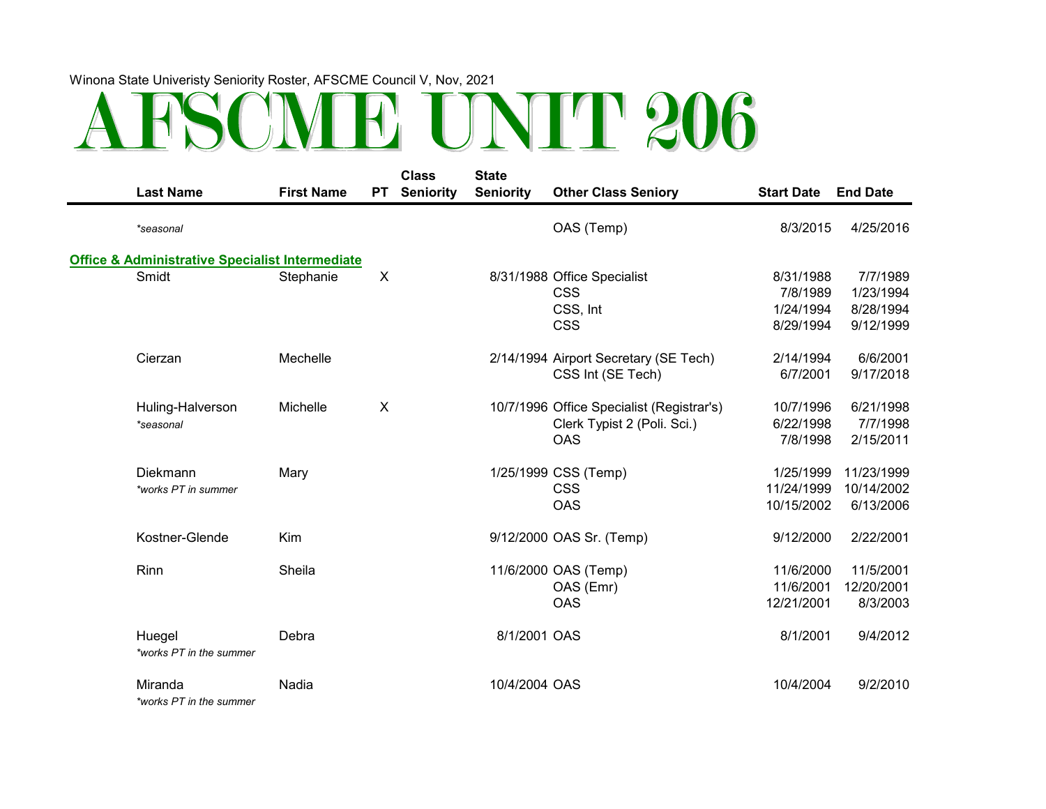Winona State Univeristy Seniority Roster, AFSCME Council V, Nov, 2021

# AFSCME UNIT 206

| Last Name | First Name | PT | Class Seniority | State Seniority | Other Class Seniory | Start Date | End Date |
|---|---|---|---|---|---|---|---|
| *seasonal* | | | | | OAS (Temp) | 8/3/2015 | 4/25/2016 |
| **Office & Administrative Specialist Intermediate** | | | | | | | |
| Smidt | Stephanie | X | | 8/31/1988 | Office Specialist | 8/31/1988 | 7/7/1989 |
| | | | | | CSS | 7/8/1989 | 1/23/1994 |
| | | | | | CSS, Int | 1/24/1994 | 8/28/1994 |
| | | | | | CSS | 8/29/1994 | 9/12/1999 |
| Cierzan | Mechelle | | | 2/14/1994 | Airport Secretary (SE Tech) | 2/14/1994 | 6/6/2001 |
| | | | | | CSS Int (SE Tech) | 6/7/2001 | 9/17/2018 |
| Huling-Halverson | Michelle | X | | 10/7/1996 | Office Specialist (Registrar's) | 10/7/1996 | 6/21/1998 |
| *seasonal* | | | | | Clerk Typist 2 (Poli. Sci.) | 6/22/1998 | 7/7/1998 |
| | | | | | OAS | 7/8/1998 | 2/15/2011 |
| Diekmann | Mary | | | 1/25/1999 | CSS (Temp) | 1/25/1999 | 11/23/1999 |
| *works PT in summer* | | | | | CSS | 11/24/1999 | 10/14/2002 |
| | | | | | OAS | 10/15/2002 | 6/13/2006 |
| Kostner-Glende | Kim | | | 9/12/2000 | OAS Sr. (Temp) | 9/12/2000 | 2/22/2001 |
| Rinn | Sheila | | | 11/6/2000 | OAS (Temp) | 11/6/2000 | 11/5/2001 |
| | | | | | OAS (Emr) | 11/6/2001 | 12/20/2001 |
| | | | | | OAS | 12/21/2001 | 8/3/2003 |
| Huegel | Debra | | | 8/1/2001 | OAS | 8/1/2001 | 9/4/2012 |
| *works PT in the summer* | | | | | | | |
| Miranda | Nadia | | | 10/4/2004 | OAS | 10/4/2004 | 9/2/2010 |
| *works PT in the summer* | | | | | | | |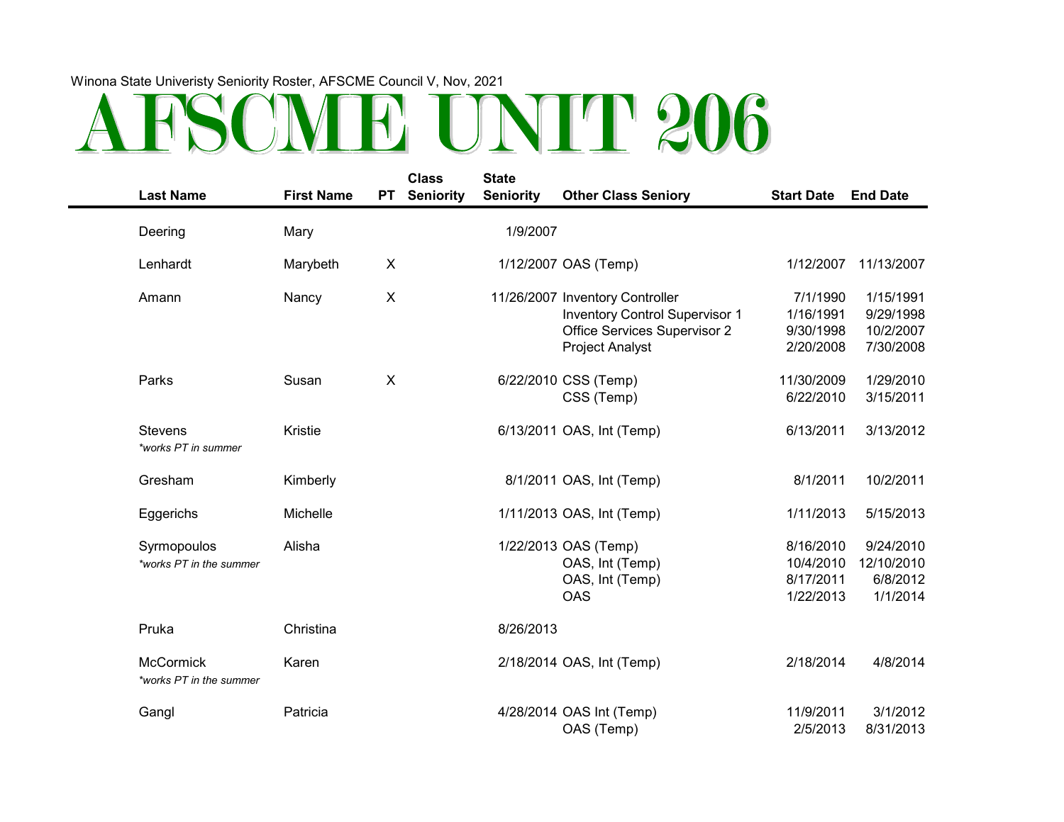Winona State Univeristy Seniority Roster, AFSCME Council V, Nov, 2021

# AFSCME UNIT 206

| Last Name | First Name | PT | Class Seniority | State Seniority | Other Class Seniory | Start Date | End Date |
|---|---|---|---|---|---|---|---|
| Deering | Mary | | | 1/9/2007 | | | |
| Lenhardt | Marybeth | X | | 1/12/2007 | OAS (Temp) | 1/12/2007 | 11/13/2007 |
| Amann | Nancy | X | | 11/26/2007 | Inventory Controller | 7/1/1990 | 1/15/1991 |
| | | | | | Inventory Control Supervisor 1 | 1/16/1991 | 9/29/1998 |
| | | | | | Office Services Supervisor 2 | 9/30/1998 | 10/2/2007 |
| | | | | | Project Analyst | 2/20/2008 | 7/30/2008 |
| Parks | Susan | X | | 6/22/2010 | CSS (Temp) | 11/30/2009 | 1/29/2010 |
| | | | | | CSS (Temp) | 6/22/2010 | 3/15/2011 |
| Stevens *\*works PT in summer* | Kristie | | | 6/13/2011 | OAS, Int (Temp) | 6/13/2011 | 3/13/2012 |
| Gresham | Kimberly | | | 8/1/2011 | OAS, Int (Temp) | 8/1/2011 | 10/2/2011 |
| Eggerichs | Michelle | | | 1/11/2013 | OAS, Int (Temp) | 1/11/2013 | 5/15/2013 |
| Syrmopoulos *\*works PT in the summer* | Alisha | | | 1/22/2013 | OAS (Temp) | 8/16/2010 | 9/24/2010 |
| | | | | | OAS, Int (Temp) | 10/4/2010 | 12/10/2010 |
| | | | | | OAS, Int (Temp) | 8/17/2011 | 6/8/2012 |
| | | | | | OAS | 1/22/2013 | 1/1/2014 |
| Pruka | Christina | | | 8/26/2013 | | | |
| McCormick *\*works PT in the summer* | Karen | | | 2/18/2014 | OAS, Int (Temp) | 2/18/2014 | 4/8/2014 |
| Gangl | Patricia | | | 4/28/2014 | OAS Int (Temp) | 11/9/2011 | 3/1/2012 |
| | | | | | OAS (Temp) | 2/5/2013 | 8/31/2013 |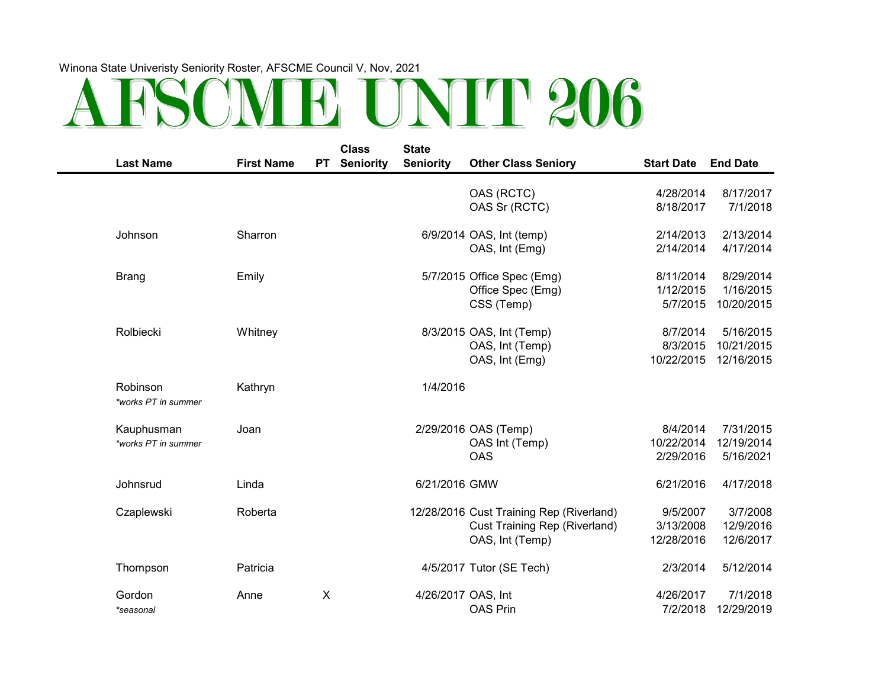Winona State Univeristy Seniority Roster, AFSCME Council V, Nov, 2021

# AFSCME UNIT 206

| Last Name | First Name | PT | Class Seniority | State Seniority | Other Class Seniory | Start Date | End Date |
|---|---|---|---|---|---|---|---|
| | | | | | OAS (RCTC) | 4/28/2014 | 8/17/2017 |
| | | | | | OAS Sr (RCTC) | 8/18/2017 | 7/1/2018 |
| Johnson | Sharron | | | 6/9/2014 | OAS, Int (temp) | 2/14/2013 | 2/13/2014 |
| | | | | | OAS, Int (Emg) | 2/14/2014 | 4/17/2014 |
| Brang | Emily | | | 5/7/2015 | Office Spec (Emg) | 8/11/2014 | 8/29/2014 |
| | | | | | Office Spec (Emg) | 1/12/2015 | 1/16/2015 |
| | | | | | CSS (Temp) | 5/7/2015 | 10/20/2015 |
| Rolbiecki | Whitney | | | 8/3/2015 | OAS, Int (Temp) | 8/7/2014 | 5/16/2015 |
| | | | | | OAS, Int (Temp) | 8/3/2015 | 10/21/2015 |
| | | | | | OAS, Int (Emg) | 10/22/2015 | 12/16/2015 |
| Robinson *\*works PT in summer* | Kathryn | | | 1/4/2016 | | | |
| Kauphusman *\*works PT in summer* | Joan | | | 2/29/2016 | OAS (Temp) | 8/4/2014 | 7/31/2015 |
| | | | | | OAS Int (Temp) | 10/22/2014 | 12/19/2014 |
| | | | | | OAS | 2/29/2016 | 5/16/2021 |
| Johnsrud | Linda | | | 6/21/2016 | GMW | 6/21/2016 | 4/17/2018 |
| Czaplewski | Roberta | | | 12/28/2016 | Cust Training Rep (Riverland) | 9/5/2007 | 3/7/2008 |
| | | | | | Cust Training Rep (Riverland) | 3/13/2008 | 12/9/2016 |
| | | | | | OAS, Int (Temp) | 12/28/2016 | 12/6/2017 |
| Thompson | Patricia | | | 4/5/2017 | Tutor (SE Tech) | 2/3/2014 | 5/12/2014 |
| Gordon *\*seasonal* | Anne | X | | 4/26/2017 | OAS, Int | 4/26/2017 | 7/1/2018 |
| | | | | | OAS Prin | 7/2/2018 | 12/29/2019 |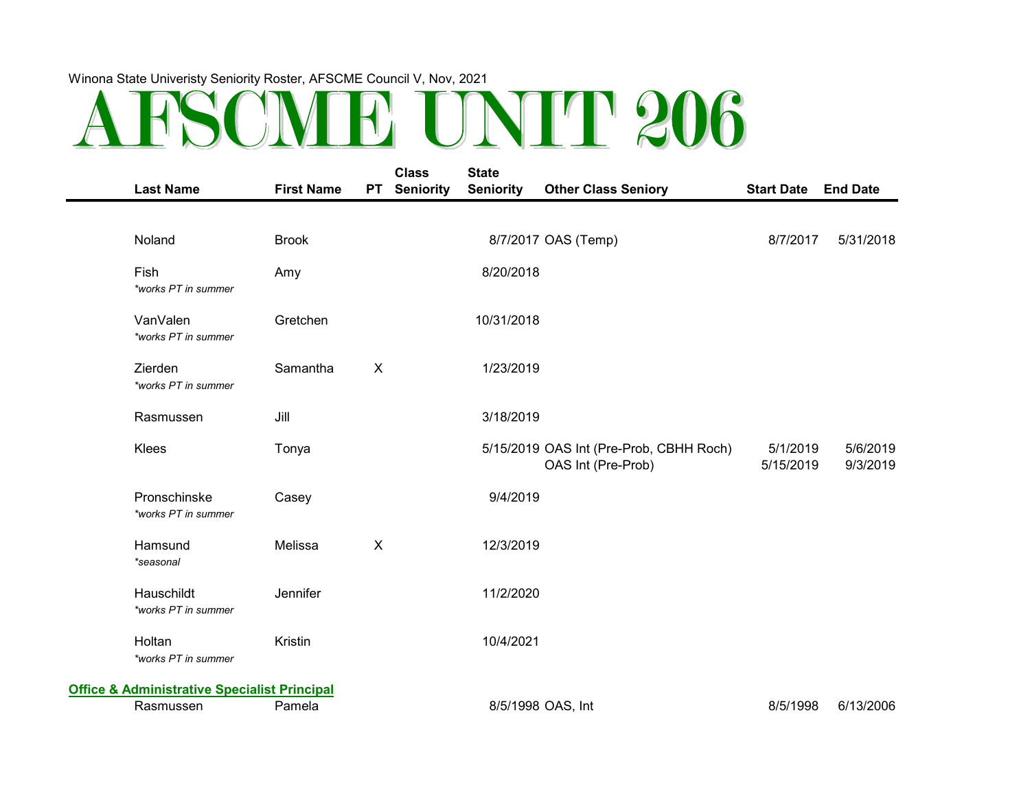Winona State Univeristy Seniority Roster, AFSCME Council V, Nov, 2021

# AFSCME UNIT 206

| Last Name | First Name | PT | Class Seniority | State Seniority | Other Class Seniory | Start Date | End Date |
|---|---|---|---|---|---|---|---|
| Noland | Brook | | | 8/7/2017 | OAS (Temp) | 8/7/2017 | 5/31/2018 |
| Fish *works PT in summer* | Amy | | | 8/20/2018 | | | |
| VanValen *works PT in summer* | Gretchen | | | 10/31/2018 | | | |
| Zierden *works PT in summer* | Samantha | X | | 1/23/2019 | | | |
| Rasmussen | Jill | | | 3/18/2019 | | | |
| Klees | Tonya | | | 5/15/2019 | OAS Int (Pre-Prob, CBHH Roch) | 5/1/2019 | 5/6/2019 |
| | | | | | OAS Int (Pre-Prob) | 5/15/2019 | 9/3/2019 |
| Pronschinske *works PT in summer* | Casey | | | 9/4/2019 | | | |
| Hamsund *seasonal* | Melissa | X | | 12/3/2019 | | | |
| Hauschildt *works PT in summer* | Jennifer | | | 11/2/2020 | | | |
| Holtan *works PT in summer* | Kristin | | | 10/4/2021 | | | |
| **Office & Administrative Specialist Principal** | | | | | | | |
| Rasmussen | Pamela | | | 8/5/1998 | OAS, Int | 8/5/1998 | 6/13/2006 |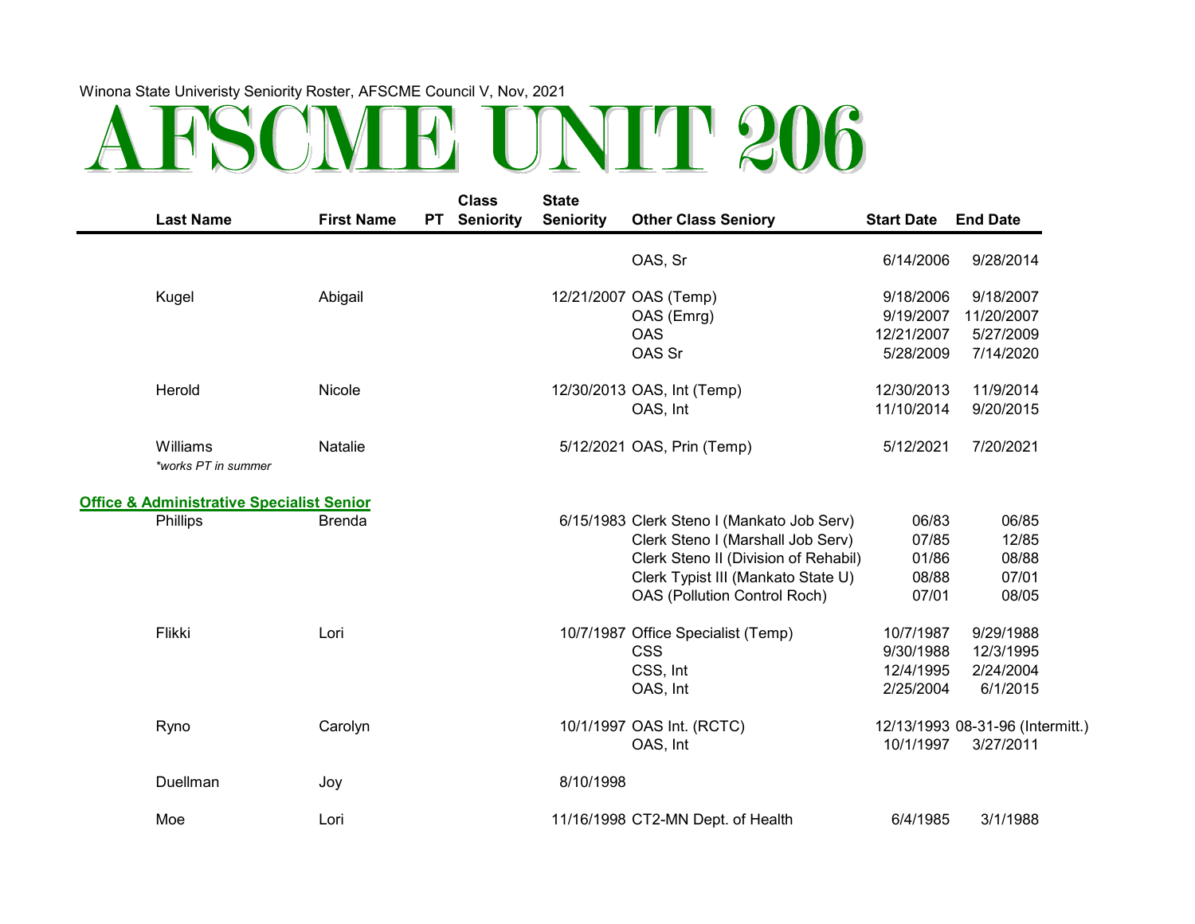Winona State Univeristy Seniority Roster, AFSCME Council V, Nov, 2021

# AFSCME UNIT 206

| Last Name | First Name | PT | Class Seniority | State Seniority | Other Class Seniory | Start Date | End Date |
|---|---|---|---|---|---|---|---|
| | | | | | OAS, Sr | 6/14/2006 | 9/28/2014 |
| Kugel | Abigail | | | 12/21/2007 | OAS (Temp) | 9/18/2006 | 9/18/2007 |
| | | | | | OAS (Emrg) | 9/19/2007 | 11/20/2007 |
| | | | | | OAS | 12/21/2007 | 5/27/2009 |
| | | | | | OAS Sr | 5/28/2009 | 7/14/2020 |
| Herold | Nicole | | | 12/30/2013 | OAS, Int (Temp) | 12/30/2013 | 11/9/2014 |
| | | | | | OAS, Int | 11/10/2014 | 9/20/2015 |
| Williams *\*works PT in summer* | Natalie | | | 5/12/2021 | OAS, Prin (Temp) | 5/12/2021 | 7/20/2021 |
| **Office & Administrative Specialist Senior** | | | | | | | |
| Phillips | Brenda | | | 6/15/1983 | Clerk Steno I (Mankato Job Serv) | 06/83 | 06/85 |
| | | | | | Clerk Steno I (Marshall Job Serv) | 07/85 | 12/85 |
| | | | | | Clerk Steno II (Division of Rehabil) | 01/86 | 08/88 |
| | | | | | Clerk Typist III (Mankato State U) | 08/88 | 07/01 |
| | | | | | OAS (Pollution Control Roch) | 07/01 | 08/05 |
| Flikki | Lori | | | 10/7/1987 | Office Specialist (Temp) | 10/7/1987 | 9/29/1988 |
| | | | | | CSS | 9/30/1988 | 12/3/1995 |
| | | | | | CSS, Int | 12/4/1995 | 2/24/2004 |
| | | | | | OAS, Int | 2/25/2004 | 6/1/2015 |
| Ryno | Carolyn | | | 10/1/1997 | OAS Int. (RCTC) | 12/13/1993 | 08-31-96 (Intermitt.) |
| | | | | | OAS, Int | 10/1/1997 | 3/27/2011 |
| Duellman | Joy | | | 8/10/1998 | | | |
| Moe | Lori | | | 11/16/1998 | CT2-MN Dept. of Health | 6/4/1985 | 3/1/1988 |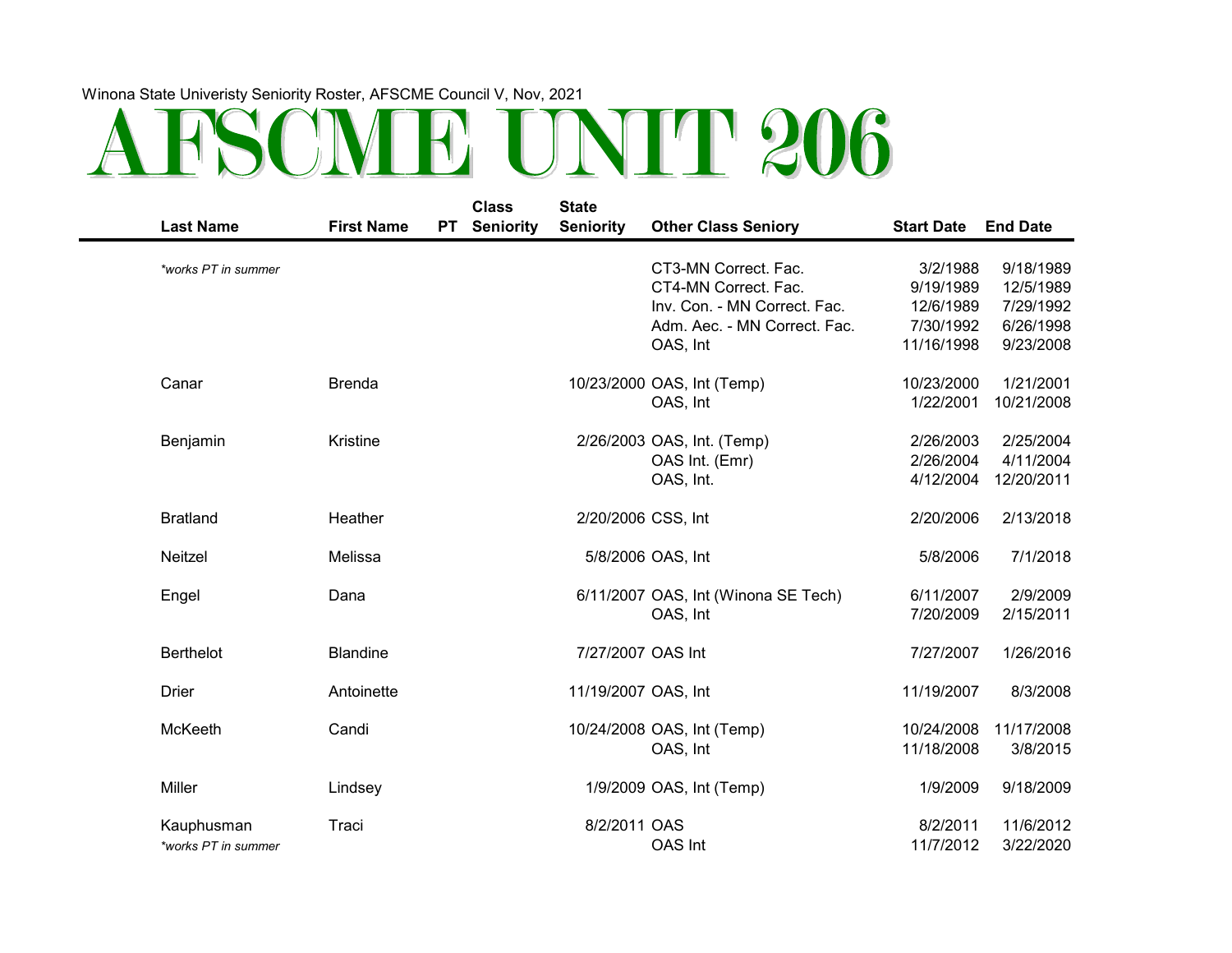Winona State Univeristy Seniority Roster, AFSCME Council V, Nov, 2021

# AFSCME UNIT 206

| Last Name | First Name | PT | Class Seniority | State Seniority | Other Class Seniory | Start Date | End Date |
|---|---|---|---|---|---|---|---|
| *\*works PT in summer* | | | | | CT3-MN Correct. Fac. | 3/2/1988 | 9/18/1989 |
| | | | | | CT4-MN Correct. Fac. | 9/19/1989 | 12/5/1989 |
| | | | | | Inv. Con. - MN Correct. Fac. | 12/6/1989 | 7/29/1992 |
| | | | | | Adm. Aec. - MN Correct. Fac. | 7/30/1992 | 6/26/1998 |
| | | | | | OAS, Int | 11/16/1998 | 9/23/2008 |
| Canar | Brenda | | | 10/23/2000 | OAS, Int (Temp) | 10/23/2000 | 1/21/2001 |
| | | | | | OAS, Int | 1/22/2001 | 10/21/2008 |
| Benjamin | Kristine | | | 2/26/2003 | OAS, Int. (Temp) | 2/26/2003 | 2/25/2004 |
| | | | | | OAS Int. (Emr) | 2/26/2004 | 4/11/2004 |
| | | | | | OAS, Int. | 4/12/2004 | 12/20/2011 |
| Bratland | Heather | | | 2/20/2006 | CSS, Int | 2/20/2006 | 2/13/2018 |
| Neitzel | Melissa | | | 5/8/2006 | OAS, Int | 5/8/2006 | 7/1/2018 |
| Engel | Dana | | | 6/11/2007 | OAS, Int (Winona SE Tech) | 6/11/2007 | 2/9/2009 |
| | | | | | OAS, Int | 7/20/2009 | 2/15/2011 |
| Berthelot | Blandine | | | 7/27/2007 | OAS Int | 7/27/2007 | 1/26/2016 |
| Drier | Antoinette | | | 11/19/2007 | OAS, Int | 11/19/2007 | 8/3/2008 |
| McKeeth | Candi | | | 10/24/2008 | OAS, Int (Temp) | 10/24/2008 | 11/17/2008 |
| | | | | | OAS, Int | 11/18/2008 | 3/8/2015 |
| Miller | Lindsey | | | 1/9/2009 | OAS, Int (Temp) | 1/9/2009 | 9/18/2009 |
| Kauphusman | Traci | | | 8/2/2011 | OAS | 8/2/2011 | 11/6/2012 |
| *\*works PT in summer* | | | | | OAS Int | 11/7/2012 | 3/22/2020 |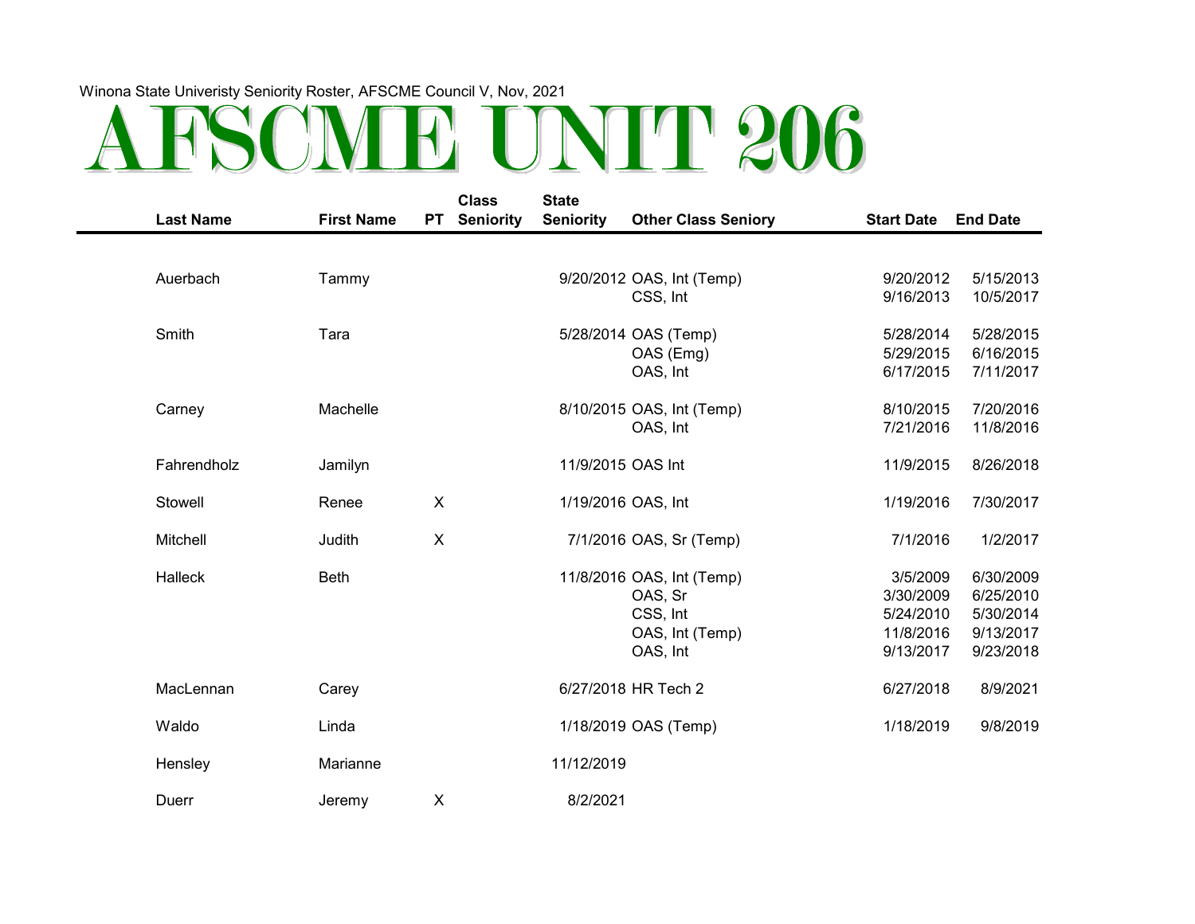Winona State Univeristy Seniority Roster, AFSCME Council V, Nov, 2021

# AFSCME UNIT 206

| Last Name | First Name | PT | Class Seniority | State Seniority | Other Class Seniory | Start Date | End Date |
|---|---|---|---|---|---|---|---|
| Auerbach | Tammy | | | 9/20/2012 | OAS, Int (Temp) | 9/20/2012 | 5/15/2013 |
| | | | | | CSS, Int | 9/16/2013 | 10/5/2017 |
| Smith | Tara | | | 5/28/2014 | OAS (Temp) | 5/28/2014 | 5/28/2015 |
| | | | | | OAS (Emg) | 5/29/2015 | 6/16/2015 |
| | | | | | OAS, Int | 6/17/2015 | 7/11/2017 |
| Carney | Machelle | | | 8/10/2015 | OAS, Int (Temp) | 8/10/2015 | 7/20/2016 |
| | | | | | OAS, Int | 7/21/2016 | 11/8/2016 |
| Fahrendholz | Jamilyn | | | 11/9/2015 | OAS Int | 11/9/2015 | 8/26/2018 |
| Stowell | Renee | X | | 1/19/2016 | OAS, Int | 1/19/2016 | 7/30/2017 |
| Mitchell | Judith | X | | 7/1/2016 | OAS, Sr (Temp) | 7/1/2016 | 1/2/2017 |
| Halleck | Beth | | | 11/8/2016 | OAS, Int (Temp) | 3/5/2009 | 6/30/2009 |
| | | | | | OAS, Sr | 3/30/2009 | 6/25/2010 |
| | | | | | CSS, Int | 5/24/2010 | 5/30/2014 |
| | | | | | OAS, Int (Temp) | 11/8/2016 | 9/13/2017 |
| | | | | | OAS, Int | 9/13/2017 | 9/23/2018 |
| MacLennan | Carey | | | 6/27/2018 | HR Tech 2 | 6/27/2018 | 8/9/2021 |
| Waldo | Linda | | | 1/18/2019 | OAS (Temp) | 1/18/2019 | 9/8/2019 |
| Hensley | Marianne | | | 11/12/2019 | | | |
| Duerr | Jeremy | X | | 8/2/2021 | | | |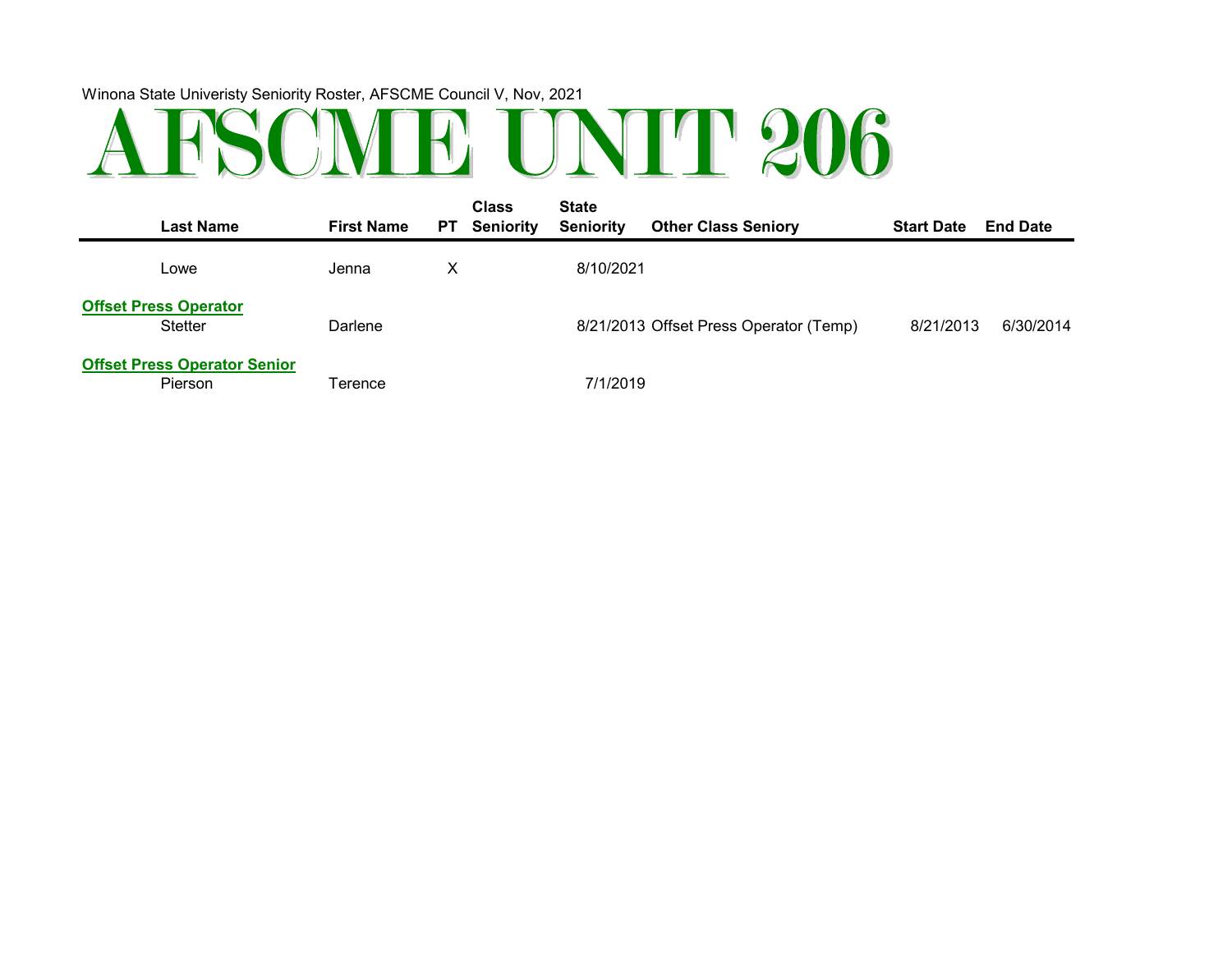Winona State Univeristy Seniority Roster, AFSCME Council V, Nov, 2021

# AFSCME UNIT 206

| Last Name | First Name | PT | Class Seniority | State Seniority | Other Class Seniory | Start Date | End Date |
|---|---|---|---|---|---|---|---|
| Lowe | Jenna | X | | 8/10/2021 | | | |
| **Offset Press Operator** | | | | | | | |
| Stetter | Darlene | | | 8/21/2013 | Offset Press Operator (Temp) | 8/21/2013 | 6/30/2014 |
| **Offset Press Operator Senior** | | | | | | | |
| Pierson | Terence | | | 7/1/2019 | | | |